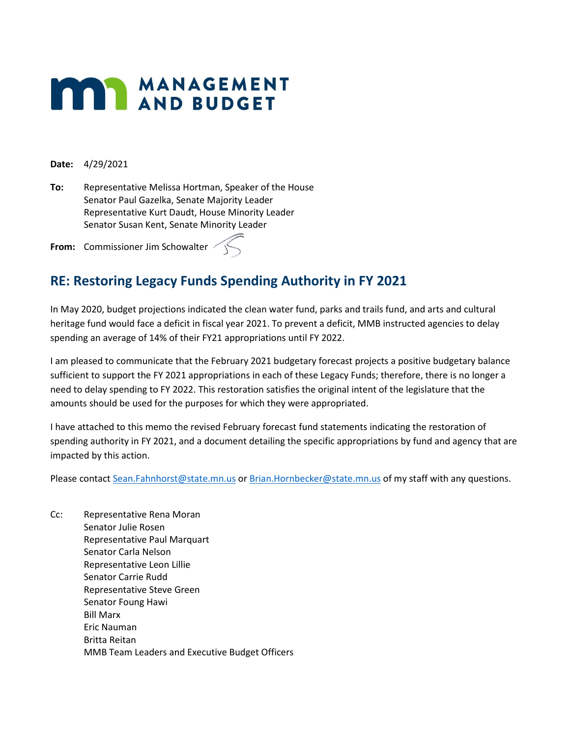# MANAGEMENT AND BUDGET

**Date:** 4/29/2021

**To:** Representative Melissa Hortman, Speaker of the House
Senator Paul Gazelka, Senate Majority Leader
Representative Kurt Daudt, House Minority Leader
Senator Susan Kent, Senate Minority Leader

**From:** Commissioner Jim Schowalter

## RE: Restoring Legacy Funds Spending Authority in FY 2021

In May 2020, budget projections indicated the clean water fund, parks and trails fund, and arts and cultural heritage fund would face a deficit in fiscal year 2021. To prevent a deficit, MMB instructed agencies to delay spending an average of 14% of their FY21 appropriations until FY 2022.

I am pleased to communicate that the February 2021 budgetary forecast projects a positive budgetary balance sufficient to support the FY 2021 appropriations in each of these Legacy Funds; therefore, there is no longer a need to delay spending to FY 2022. This restoration satisfies the original intent of the legislature that the amounts should be used for the purposes for which they were appropriated.

I have attached to this memo the revised February forecast fund statements indicating the restoration of spending authority in FY 2021, and a document detailing the specific appropriations by fund and agency that are impacted by this action.

Please contact Sean.Fahnhorst@state.mn.us or Brian.Hornbecker@state.mn.us of my staff with any questions.

Cc: Representative Rena Moran
Senator Julie Rosen
Representative Paul Marquart
Senator Carla Nelson
Representative Leon Lillie
Senator Carrie Rudd
Representative Steve Green
Senator Foung Hawj
Bill Marx
Eric Nauman
Britta Reitan
MMB Team Leaders and Executive Budget Officers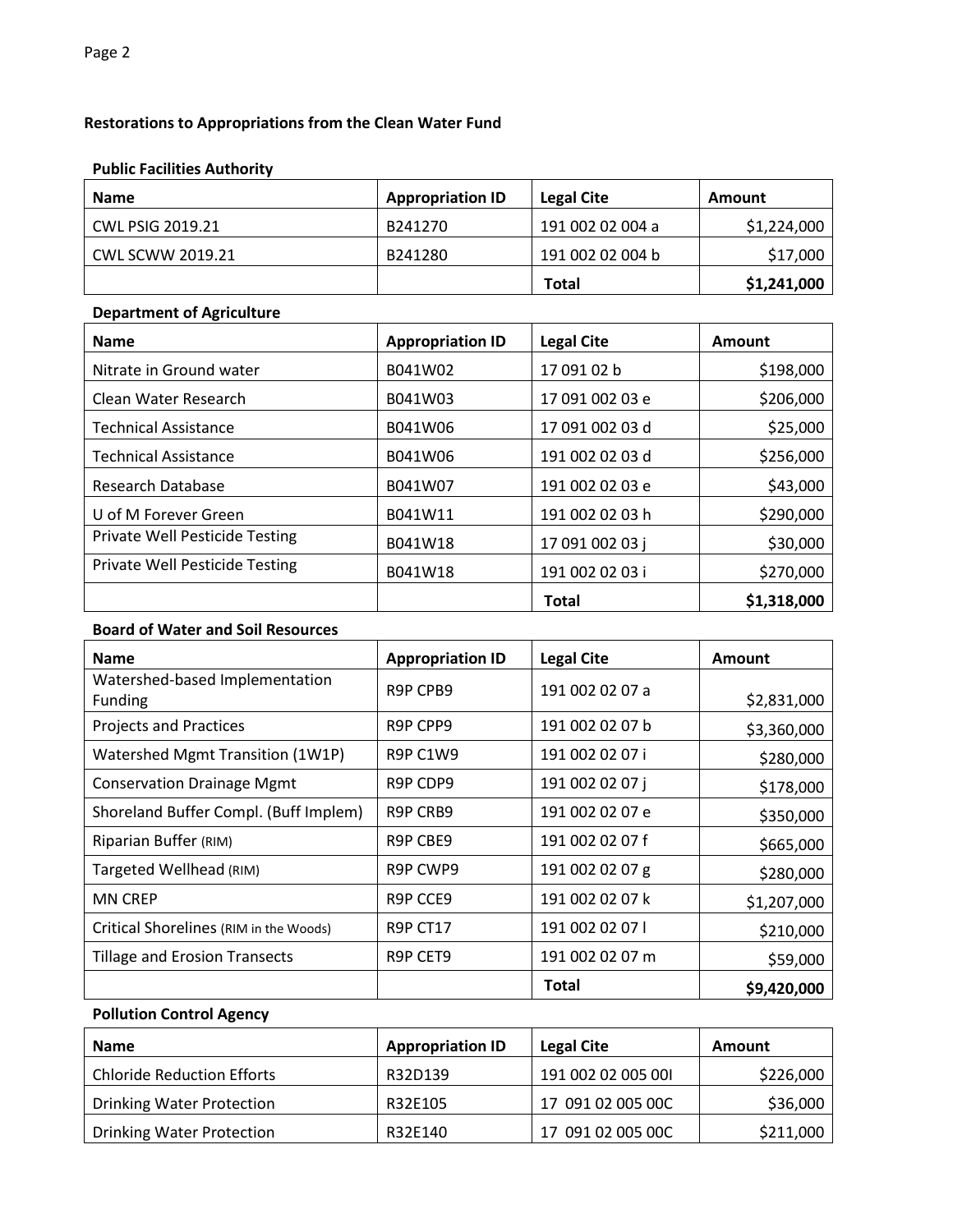## Restorations to Appropriations from the Clean Water Fund

### Public Facilities Authority

| Name | Appropriation ID | Legal Cite | Amount |
|---|---|---|---|
| CWL PSIG 2019.21 | B241270 | 191 002 02 004 a | $1,224,000 |
| CWL SCWW 2019.21 | B241280 | 191 002 02 004 b | $17,000 |
| | | **Total** | **$1,241,000** |

### Department of Agriculture

| Name | Appropriation ID | Legal Cite | Amount |
|---|---|---|---|
| Nitrate in Ground water | B041W02 | 17 091 02 b | $198,000 |
| Clean Water Research | B041W03 | 17 091 002 03 e | $206,000 |
| Technical Assistance | B041W06 | 17 091 002 03 d | $25,000 |
| Technical Assistance | B041W06 | 191 002 02 03 d | $256,000 |
| Research Database | B041W07 | 191 002 02 03 e | $43,000 |
| U of M Forever Green | B041W11 | 191 002 02 03 h | $290,000 |
| Private Well Pesticide Testing | B041W18 | 17 091 002 03 j | $30,000 |
| Private Well Pesticide Testing | B041W18 | 191 002 02 03 i | $270,000 |
| | | **Total** | **$1,318,000** |

### Board of Water and Soil Resources

| Name | Appropriation ID | Legal Cite | Amount |
|---|---|---|---|
| Watershed-based Implementation Funding | R9P CPB9 | 191 002 02 07 a | $2,831,000 |
| Projects and Practices | R9P CPP9 | 191 002 02 07 b | $3,360,000 |
| Watershed Mgmt Transition (1W1P) | R9P C1W9 | 191 002 02 07 i | $280,000 |
| Conservation Drainage Mgmt | R9P CDP9 | 191 002 02 07 j | $178,000 |
| Shoreland Buffer Compl. (Buff Implem) | R9P CRB9 | 191 002 02 07 e | $350,000 |
| Riparian Buffer (RIM) | R9P CBE9 | 191 002 02 07 f | $665,000 |
| Targeted Wellhead (RIM) | R9P CWP9 | 191 002 02 07 g | $280,000 |
| MN CREP | R9P CCE9 | 191 002 02 07 k | $1,207,000 |
| Critical Shorelines (RIM in the Woods) | R9P CT17 | 191 002 02 07 l | $210,000 |
| Tillage and Erosion Transects | R9P CET9 | 191 002 02 07 m | $59,000 |
| | | **Total** | **$9,420,000** |

### Pollution Control Agency

| Name | Appropriation ID | Legal Cite | Amount |
|---|---|---|---|
| Chloride Reduction Efforts | R32D139 | 191 002 02 005 00I | $226,000 |
| Drinking Water Protection | R32E105 | 17 091 02 005 00C | $36,000 |
| Drinking Water Protection | R32E140 | 17 091 02 005 00C | $211,000 |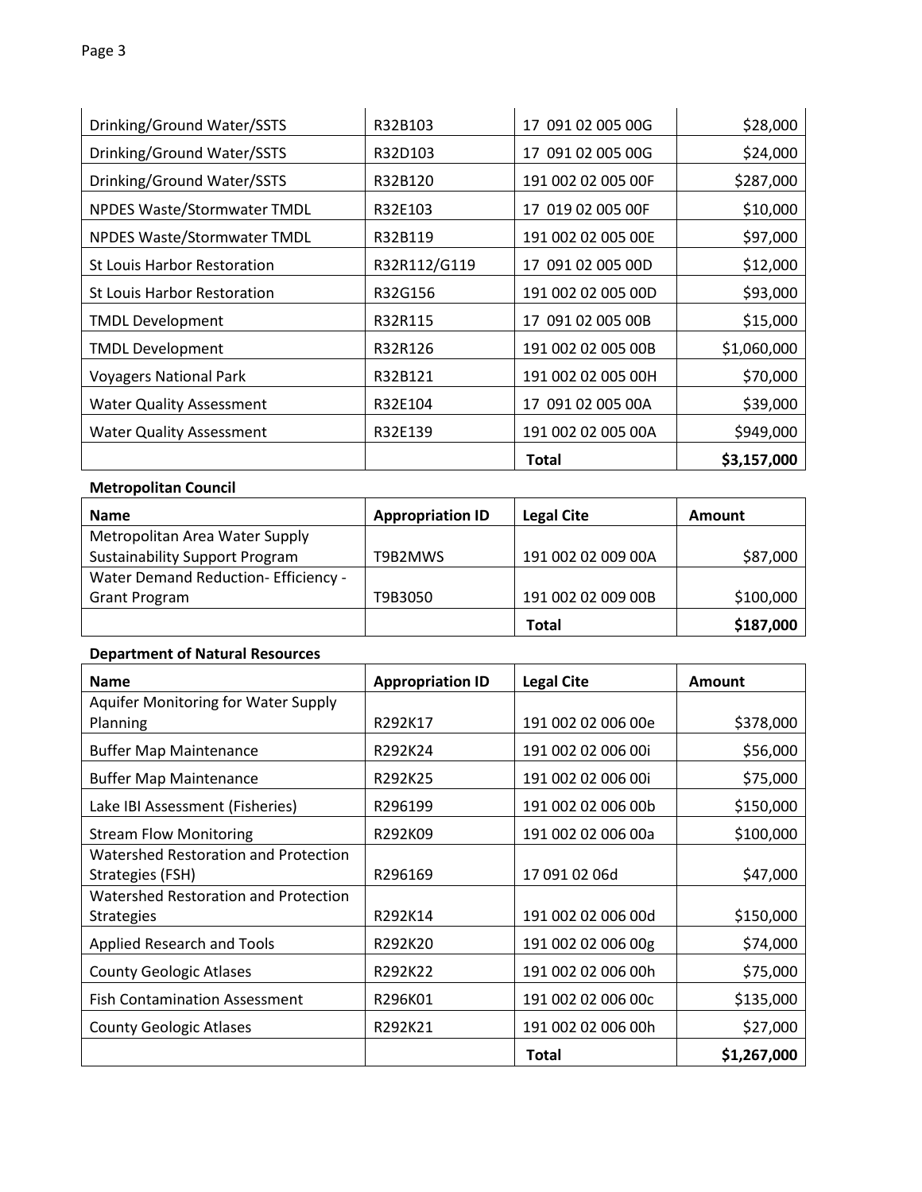| | | | |
|---|---|---|---|
| Drinking/Ground Water/SSTS | R32B103 | 17 091 02 005 00G | $28,000 |
| Drinking/Ground Water/SSTS | R32D103 | 17 091 02 005 00G | $24,000 |
| Drinking/Ground Water/SSTS | R32B120 | 191 002 02 005 00F | $287,000 |
| NPDES Waste/Stormwater TMDL | R32E103 | 17 019 02 005 00F | $10,000 |
| NPDES Waste/Stormwater TMDL | R32B119 | 191 002 02 005 00E | $97,000 |
| St Louis Harbor Restoration | R32R112/G119 | 17 091 02 005 00D | $12,000 |
| St Louis Harbor Restoration | R32G156 | 191 002 02 005 00D | $93,000 |
| TMDL Development | R32R115 | 17 091 02 005 00B | $15,000 |
| TMDL Development | R32R126 | 191 002 02 005 00B | $1,060,000 |
| Voyagers National Park | R32B121 | 191 002 02 005 00H | $70,000 |
| Water Quality Assessment | R32E104 | 17 091 02 005 00A | $39,000 |
| Water Quality Assessment | R32E139 | 191 002 02 005 00A | $949,000 |
| | | **Total** | **$3,157,000** |

**Metropolitan Council**

| Name | Appropriation ID | Legal Cite | Amount |
|---|---|---|---|
| Metropolitan Area Water Supply Sustainability Support Program | T9B2MWS | 191 002 02 009 00A | $87,000 |
| Water Demand Reduction- Efficiency - Grant Program | T9B3050 | 191 002 02 009 00B | $100,000 |
| | | **Total** | **$187,000** |

**Department of Natural Resources**

| Name | Appropriation ID | Legal Cite | Amount |
|---|---|---|---|
| Aquifer Monitoring for Water Supply Planning | R292K17 | 191 002 02 006 00e | $378,000 |
| Buffer Map Maintenance | R292K24 | 191 002 02 006 00i | $56,000 |
| Buffer Map Maintenance | R292K25 | 191 002 02 006 00i | $75,000 |
| Lake IBI Assessment (Fisheries) | R296199 | 191 002 02 006 00b | $150,000 |
| Stream Flow Monitoring | R292K09 | 191 002 02 006 00a | $100,000 |
| Watershed Restoration and Protection Strategies (FSH) | R296169 | 17 091 02 06d | $47,000 |
| Watershed Restoration and Protection Strategies | R292K14 | 191 002 02 006 00d | $150,000 |
| Applied Research and Tools | R292K20 | 191 002 02 006 00g | $74,000 |
| County Geologic Atlases | R292K22 | 191 002 02 006 00h | $75,000 |
| Fish Contamination Assessment | R296K01 | 191 002 02 006 00c | $135,000 |
| County Geologic Atlases | R292K21 | 191 002 02 006 00h | $27,000 |
| | | **Total** | **$1,267,000** |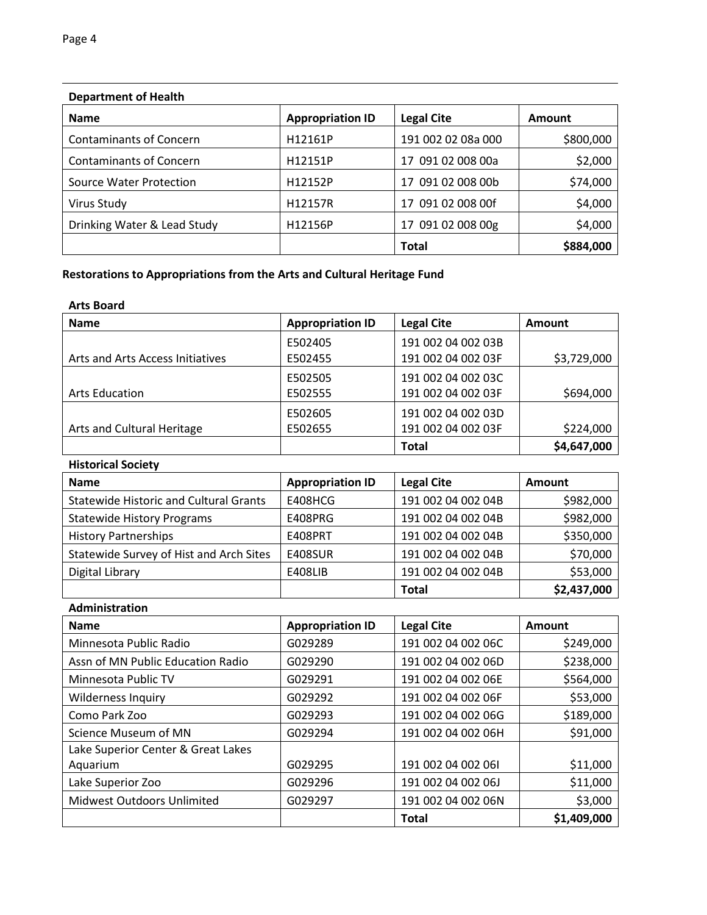**Department of Health**

| Name | Appropriation ID | Legal Cite | Amount |
|---|---|---|---|
| Contaminants of Concern | H12161P | 191 002 02 08a 000 | $800,000 |
| Contaminants of Concern | H12151P | 17 091 02 008 00a | $2,000 |
| Source Water Protection | H12152P | 17 091 02 008 00b | $74,000 |
| Virus Study | H12157R | 17 091 02 008 00f | $4,000 |
| Drinking Water & Lead Study | H12156P | 17 091 02 008 00g | $4,000 |
| | | **Total** | **$884,000** |

**Restorations to Appropriations from the Arts and Cultural Heritage Fund**

**Arts Board**

| Name | Appropriation ID | Legal Cite | Amount |
|---|---|---|---|
| Arts and Arts Access Initiatives | E502405<br>E502455 | 191 002 04 002 03B<br>191 002 04 002 03F | $3,729,000 |
| Arts Education | E502505<br>E502555 | 191 002 04 002 03C<br>191 002 04 002 03F | $694,000 |
| Arts and Cultural Heritage | E502605<br>E502655 | 191 002 04 002 03D<br>191 002 04 002 03F | $224,000 |
| | | **Total** | **$4,647,000** |

**Historical Society**

| Name | Appropriation ID | Legal Cite | Amount |
|---|---|---|---|
| Statewide Historic and Cultural Grants | E408HCG | 191 002 04 002 04B | $982,000 |
| Statewide History Programs | E408PRG | 191 002 04 002 04B | $982,000 |
| History Partnerships | E408PRT | 191 002 04 002 04B | $350,000 |
| Statewide Survey of Hist and Arch Sites | E408SUR | 191 002 04 002 04B | $70,000 |
| Digital Library | E408LIB | 191 002 04 002 04B | $53,000 |
| | | **Total** | **$2,437,000** |

**Administration**

| Name | Appropriation ID | Legal Cite | Amount |
|---|---|---|---|
| Minnesota Public Radio | G029289 | 191 002 04 002 06C | $249,000 |
| Assn of MN Public Education Radio | G029290 | 191 002 04 002 06D | $238,000 |
| Minnesota Public TV | G029291 | 191 002 04 002 06E | $564,000 |
| Wilderness Inquiry | G029292 | 191 002 04 002 06F | $53,000 |
| Como Park Zoo | G029293 | 191 002 04 002 06G | $189,000 |
| Science Museum of MN | G029294 | 191 002 04 002 06H | $91,000 |
| Lake Superior Center & Great Lakes Aquarium | G029295 | 191 002 04 002 06I | $11,000 |
| Lake Superior Zoo | G029296 | 191 002 04 002 06J | $11,000 |
| Midwest Outdoors Unlimited | G029297 | 191 002 04 002 06N | $3,000 |
| | | **Total** | **$1,409,000** |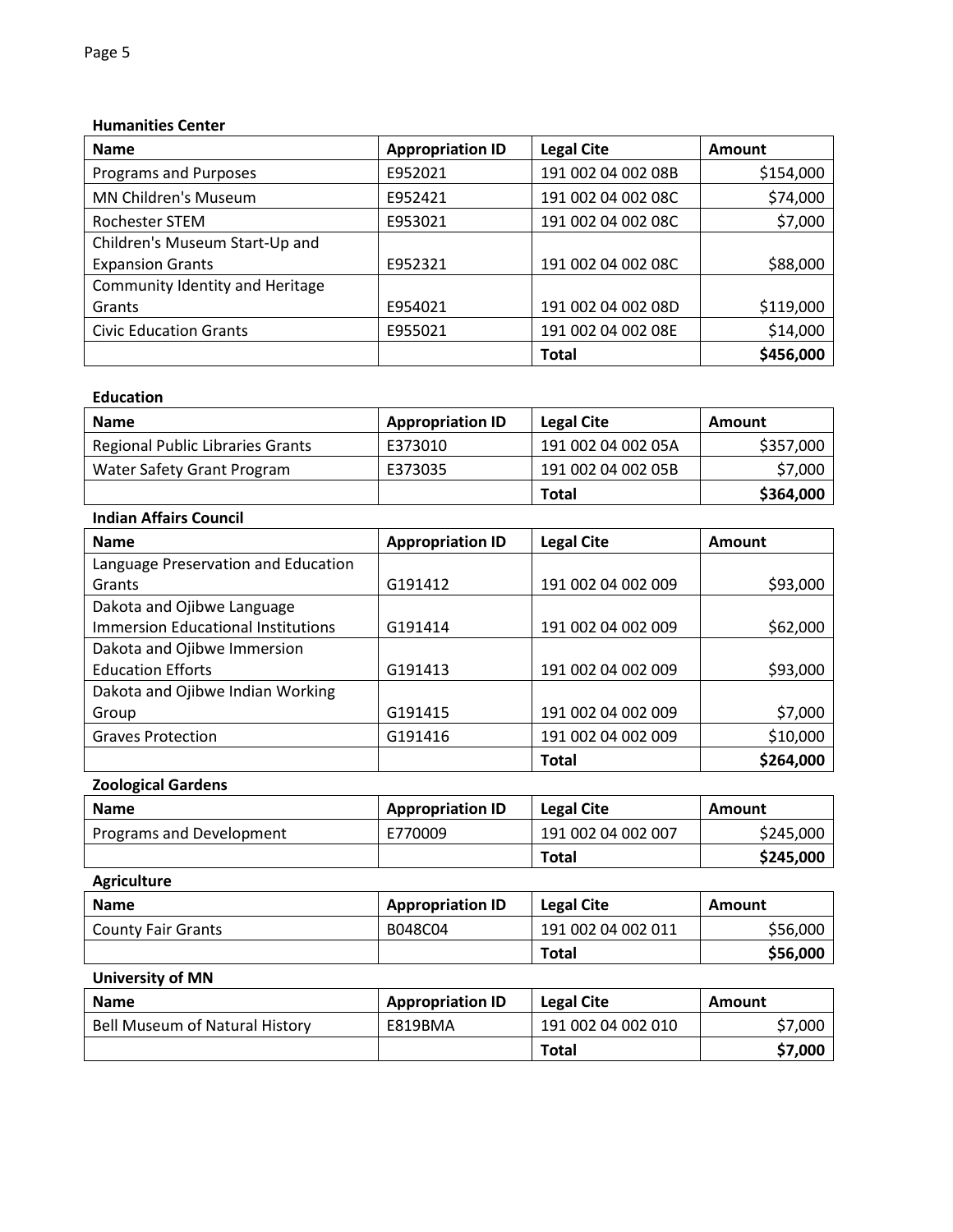**Humanities Center**

| Name | Appropriation ID | Legal Cite | Amount |
|---|---|---|---|
| Programs and Purposes | E952021 | 191 002 04 002 08B | $154,000 |
| MN Children's Museum | E952421 | 191 002 04 002 08C | $74,000 |
| Rochester STEM | E953021 | 191 002 04 002 08C | $7,000 |
| Children's Museum Start-Up and Expansion Grants | E952321 | 191 002 04 002 08C | $88,000 |
| Community Identity and Heritage Grants | E954021 | 191 002 04 002 08D | $119,000 |
| Civic Education Grants | E955021 | 191 002 04 002 08E | $14,000 |
| | | **Total** | **$456,000** |

**Education**

| Name | Appropriation ID | Legal Cite | Amount |
|---|---|---|---|
| Regional Public Libraries Grants | E373010 | 191 002 04 002 05A | $357,000 |
| Water Safety Grant Program | E373035 | 191 002 04 002 05B | $7,000 |
| | | **Total** | **$364,000** |

**Indian Affairs Council**

| Name | Appropriation ID | Legal Cite | Amount |
|---|---|---|---|
| Language Preservation and Education Grants | G191412 | 191 002 04 002 009 | $93,000 |
| Dakota and Ojibwe Language Immersion Educational Institutions | G191414 | 191 002 04 002 009 | $62,000 |
| Dakota and Ojibwe Immersion Education Efforts | G191413 | 191 002 04 002 009 | $93,000 |
| Dakota and Ojibwe Indian Working Group | G191415 | 191 002 04 002 009 | $7,000 |
| Graves Protection | G191416 | 191 002 04 002 009 | $10,000 |
| | | **Total** | **$264,000** |

**Zoological Gardens**

| Name | Appropriation ID | Legal Cite | Amount |
|---|---|---|---|
| Programs and Development | E770009 | 191 002 04 002 007 | $245,000 |
| | | **Total** | **$245,000** |

**Agriculture**

| Name | Appropriation ID | Legal Cite | Amount |
|---|---|---|---|
| County Fair Grants | B048C04 | 191 002 04 002 011 | $56,000 |
| | | **Total** | **$56,000** |

**University of MN**

| Name | Appropriation ID | Legal Cite | Amount |
|---|---|---|---|
| Bell Museum of Natural History | E819BMA | 191 002 04 002 010 | $7,000 |
| | | **Total** | **$7,000** |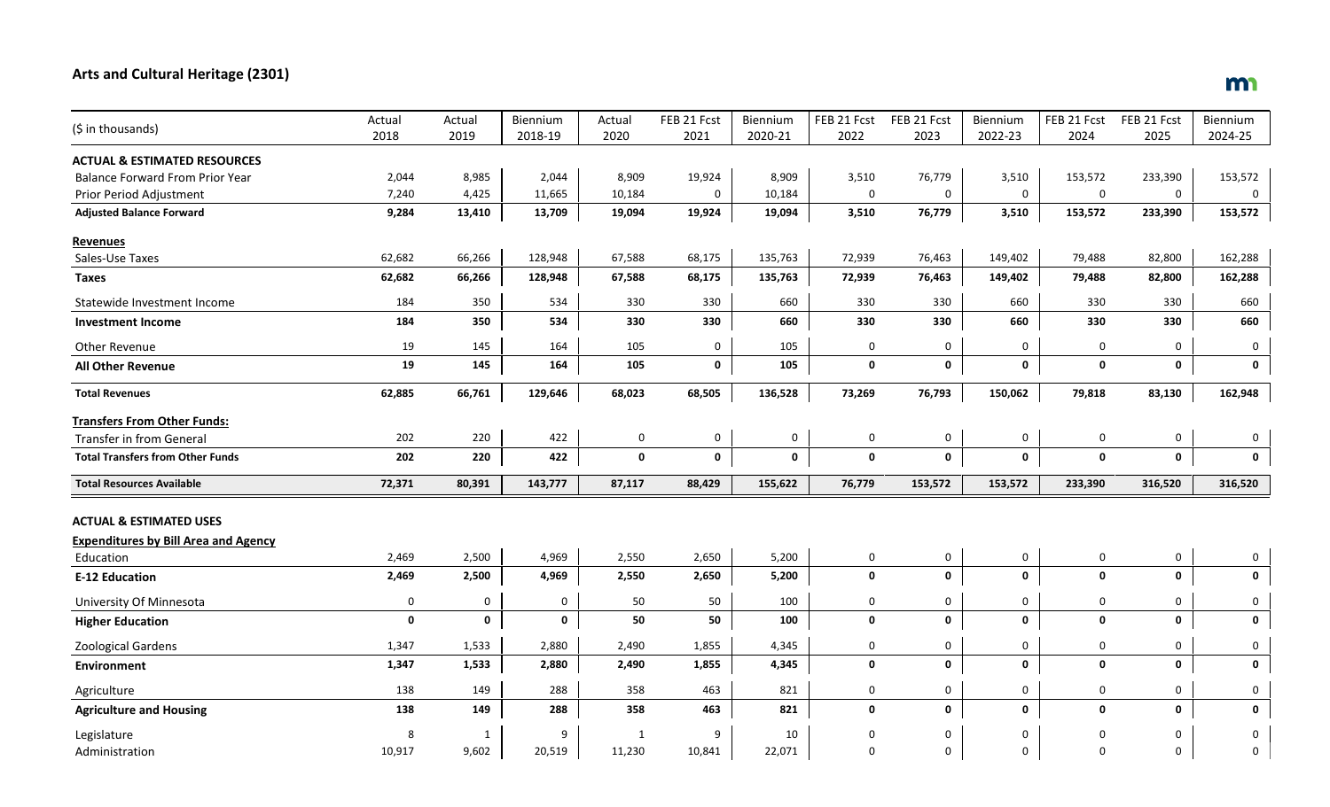## Arts and Cultural Heritage (2301)

| ($ in thousands) | Actual 2018 | Actual 2019 | Biennium 2018-19 | Actual 2020 | FEB 21 Fcst 2021 | Biennium 2020-21 | FEB 21 Fcst 2022 | FEB 21 Fcst 2023 | Biennium 2022-23 | FEB 21 Fcst 2024 | FEB 21 Fcst 2025 | Biennium 2024-25 |
|---|---|---|---|---|---|---|---|---|---|---|---|---|
| **ACTUAL & ESTIMATED RESOURCES** | | | | | | | | | | | | |
| Balance Forward From Prior Year | 2,044 | 8,985 | 2,044 | 8,909 | 19,924 | 8,909 | 3,510 | 76,779 | 3,510 | 153,572 | 233,390 | 153,572 |
| Prior Period Adjustment | 7,240 | 4,425 | 11,665 | 10,184 | 0 | 10,184 | 0 | 0 | 0 | 0 | 0 | 0 |
| **Adjusted Balance Forward** | **9,284** | **13,410** | **13,709** | **19,094** | **19,924** | **19,094** | **3,510** | **76,779** | **3,510** | **153,572** | **233,390** | **153,572** |
| **Revenues** | | | | | | | | | | | | |
| Sales-Use Taxes | 62,682 | 66,266 | 128,948 | 67,588 | 68,175 | 135,763 | 72,939 | 76,463 | 149,402 | 79,488 | 82,800 | 162,288 |
| **Taxes** | **62,682** | **66,266** | **128,948** | **67,588** | **68,175** | **135,763** | **72,939** | **76,463** | **149,402** | **79,488** | **82,800** | **162,288** |
| Statewide Investment Income | 184 | 350 | 534 | 330 | 330 | 660 | 330 | 330 | 660 | 330 | 330 | 660 |
| **Investment Income** | **184** | **350** | **534** | **330** | **330** | **660** | **330** | **330** | **660** | **330** | **330** | **660** |
| Other Revenue | 19 | 145 | 164 | 105 | 0 | 105 | 0 | 0 | 0 | 0 | 0 | 0 |
| **All Other Revenue** | **19** | **145** | **164** | **105** | **0** | **105** | **0** | **0** | **0** | **0** | **0** | **0** |
| **Total Revenues** | **62,885** | **66,761** | **129,646** | **68,023** | **68,505** | **136,528** | **73,269** | **76,793** | **150,062** | **79,818** | **83,130** | **162,948** |
| **Transfers From Other Funds:** | | | | | | | | | | | | |
| Transfer in from General | 202 | 220 | 422 | 0 | 0 | 0 | 0 | 0 | 0 | 0 | 0 | 0 |
| **Total Transfers from Other Funds** | **202** | **220** | **422** | **0** | **0** | **0** | **0** | **0** | **0** | **0** | **0** | **0** |
| **Total Resources Available** | **72,371** | **80,391** | **143,777** | **87,117** | **88,429** | **155,622** | **76,779** | **153,572** | **153,572** | **233,390** | **316,520** | **316,520** |
| **ACTUAL & ESTIMATED USES** | | | | | | | | | | | | |
| **Expenditures by Bill Area and Agency** | | | | | | | | | | | | |
| Education | 2,469 | 2,500 | 4,969 | 2,550 | 2,650 | 5,200 | 0 | 0 | 0 | 0 | 0 | 0 |
| **E-12 Education** | **2,469** | **2,500** | **4,969** | **2,550** | **2,650** | **5,200** | **0** | **0** | **0** | **0** | **0** | **0** |
| University Of Minnesota | 0 | 0 | 0 | 50 | 50 | 100 | 0 | 0 | 0 | 0 | 0 | 0 |
| **Higher Education** | **0** | **0** | **0** | **50** | **50** | **100** | **0** | **0** | **0** | **0** | **0** | **0** |
| Zoological Gardens | 1,347 | 1,533 | 2,880 | 2,490 | 1,855 | 4,345 | 0 | 0 | 0 | 0 | 0 | 0 |
| **Environment** | **1,347** | **1,533** | **2,880** | **2,490** | **1,855** | **4,345** | **0** | **0** | **0** | **0** | **0** | **0** |
| Agriculture | 138 | 149 | 288 | 358 | 463 | 821 | 0 | 0 | 0 | 0 | 0 | 0 |
| **Agriculture and Housing** | **138** | **149** | **288** | **358** | **463** | **821** | **0** | **0** | **0** | **0** | **0** | **0** |
| Legislature | 8 | 1 | 9 | 1 | 9 | 10 | 0 | 0 | 0 | 0 | 0 | 0 |
| Administration | 10,917 | 9,602 | 20,519 | 11,230 | 10,841 | 22,071 | 0 | 0 | 0 | 0 | 0 | 0 |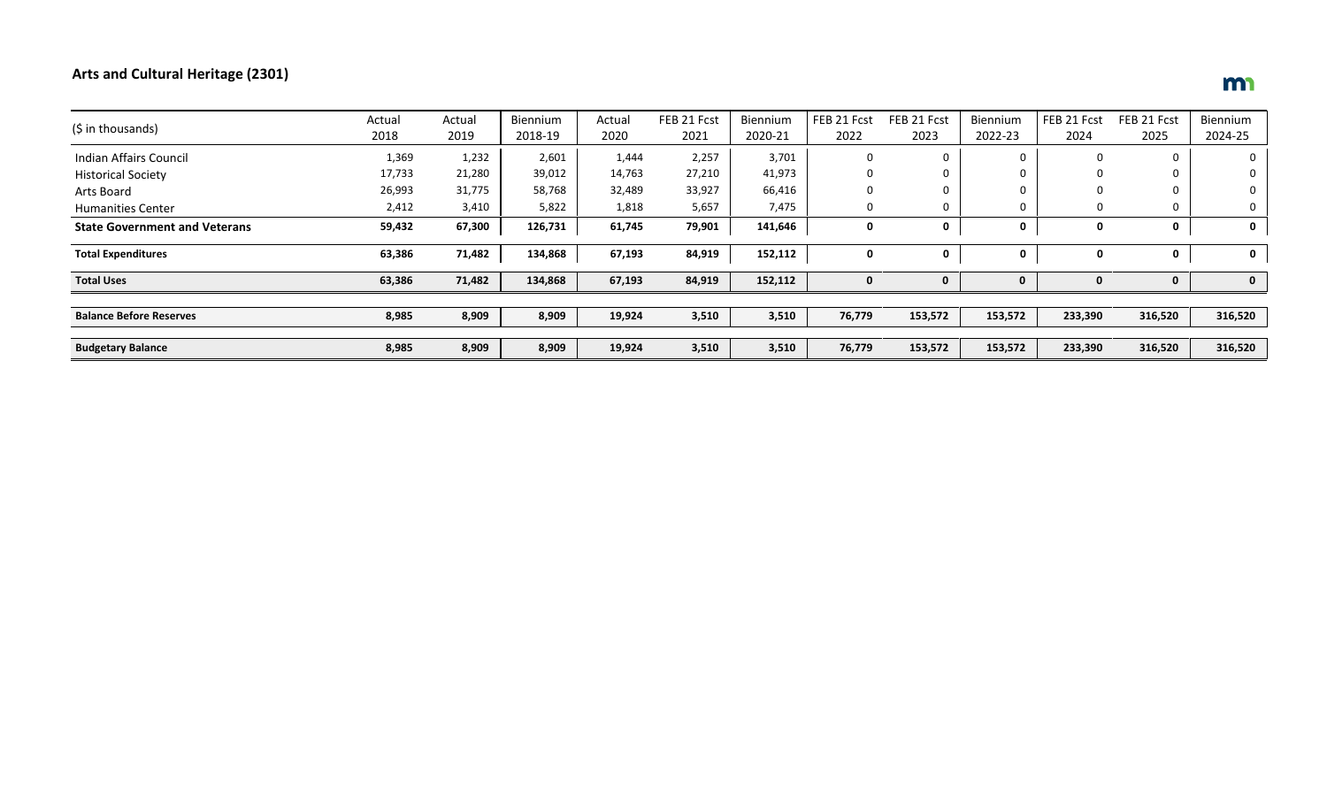## Arts and Cultural Heritage (2301)

| ($ in thousands) | Actual 2018 | Actual 2019 | Biennium 2018-19 | Actual 2020 | FEB 21 Fcst 2021 | Biennium 2020-21 | FEB 21 Fcst 2022 | FEB 21 Fcst 2023 | Biennium 2022-23 | FEB 21 Fcst 2024 | FEB 21 Fcst 2025 | Biennium 2024-25 |
|---|---|---|---|---|---|---|---|---|---|---|---|---|
| Indian Affairs Council | 1,369 | 1,232 | 2,601 | 1,444 | 2,257 | 3,701 | 0 | 0 | 0 | 0 | 0 | 0 |
| Historical Society | 17,733 | 21,280 | 39,012 | 14,763 | 27,210 | 41,973 | 0 | 0 | 0 | 0 | 0 | 0 |
| Arts Board | 26,993 | 31,775 | 58,768 | 32,489 | 33,927 | 66,416 | 0 | 0 | 0 | 0 | 0 | 0 |
| Humanities Center | 2,412 | 3,410 | 5,822 | 1,818 | 5,657 | 7,475 | 0 | 0 | 0 | 0 | 0 | 0 |
| **State Government and Veterans** | **59,432** | **67,300** | **126,731** | **61,745** | **79,901** | **141,646** | **0** | **0** | **0** | **0** | **0** | **0** |
| **Total Expenditures** | **63,386** | **71,482** | **134,868** | **67,193** | **84,919** | **152,112** | **0** | **0** | **0** | **0** | **0** | **0** |
| **Total Uses** | **63,386** | **71,482** | **134,868** | **67,193** | **84,919** | **152,112** | **0** | **0** | **0** | **0** | **0** | **0** |
| **Balance Before Reserves** | **8,985** | **8,909** | **8,909** | **19,924** | **3,510** | **3,510** | **76,779** | **153,572** | **153,572** | **233,390** | **316,520** | **316,520** |
| **Budgetary Balance** | **8,985** | **8,909** | **8,909** | **19,924** | **3,510** | **3,510** | **76,779** | **153,572** | **153,572** | **233,390** | **316,520** | **316,520** |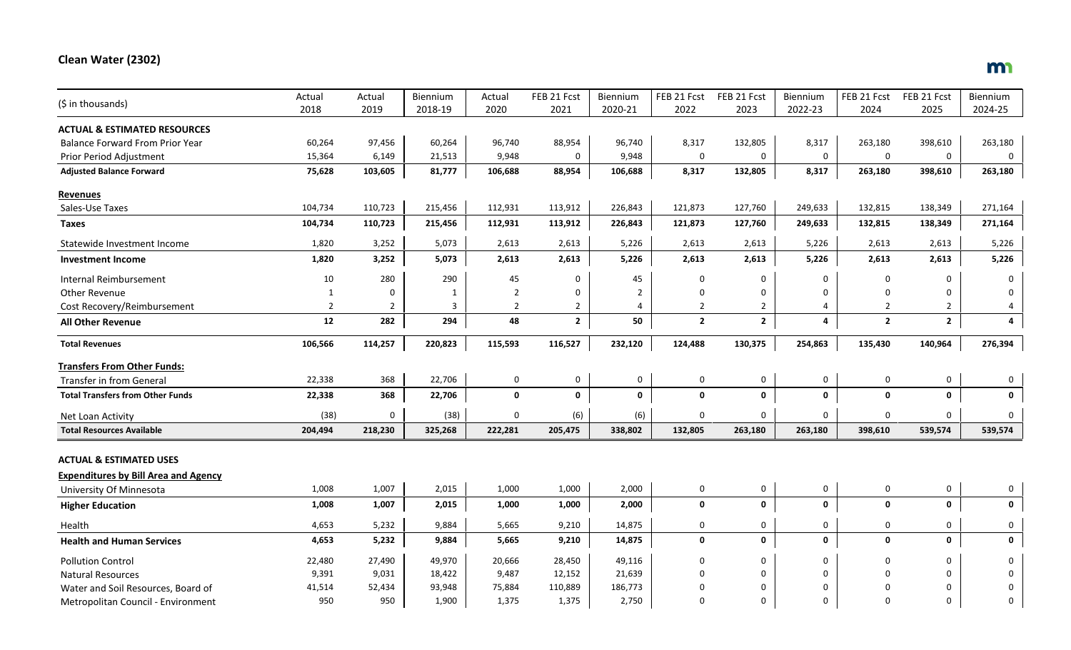## Clean Water (2302)

| ($ in thousands) | Actual 2018 | Actual 2019 | Biennium 2018-19 | Actual 2020 | FEB 21 Fcst 2021 | Biennium 2020-21 | FEB 21 Fcst 2022 | FEB 21 Fcst 2023 | Biennium 2022-23 | FEB 21 Fcst 2024 | FEB 21 Fcst 2025 | Biennium 2024-25 |
|---|---|---|---|---|---|---|---|---|---|---|---|---|
| **ACTUAL & ESTIMATED RESOURCES** | | | | | | | | | | | | |
| Balance Forward From Prior Year | 60,264 | 97,456 | 60,264 | 96,740 | 88,954 | 96,740 | 8,317 | 132,805 | 8,317 | 263,180 | 398,610 | 263,180 |
| Prior Period Adjustment | 15,364 | 6,149 | 21,513 | 9,948 | 0 | 9,948 | 0 | 0 | 0 | 0 | 0 | 0 |
| **Adjusted Balance Forward** | **75,628** | **103,605** | **81,777** | **106,688** | **88,954** | **106,688** | **8,317** | **132,805** | **8,317** | **263,180** | **398,610** | **263,180** |
| **Revenues** | | | | | | | | | | | | |
| Sales-Use Taxes | 104,734 | 110,723 | 215,456 | 112,931 | 113,912 | 226,843 | 121,873 | 127,760 | 249,633 | 132,815 | 138,349 | 271,164 |
| **Taxes** | **104,734** | **110,723** | **215,456** | **112,931** | **113,912** | **226,843** | **121,873** | **127,760** | **249,633** | **132,815** | **138,349** | **271,164** |
| Statewide Investment Income | 1,820 | 3,252 | 5,073 | 2,613 | 2,613 | 5,226 | 2,613 | 2,613 | 5,226 | 2,613 | 2,613 | 5,226 |
| **Investment Income** | **1,820** | **3,252** | **5,073** | **2,613** | **2,613** | **5,226** | **2,613** | **2,613** | **5,226** | **2,613** | **2,613** | **5,226** |
| Internal Reimbursement | 10 | 280 | 290 | 45 | 0 | 45 | 0 | 0 | 0 | 0 | 0 | 0 |
| Other Revenue | 1 | 0 | 1 | 2 | 0 | 2 | 0 | 0 | 0 | 0 | 0 | 0 |
| Cost Recovery/Reimbursement | 2 | 2 | 3 | 2 | 2 | 4 | 2 | 2 | 4 | 2 | 2 | 4 |
| **All Other Revenue** | **12** | **282** | **294** | **48** | **2** | **50** | **2** | **2** | **4** | **2** | **2** | **4** |
| **Total Revenues** | **106,566** | **114,257** | **220,823** | **115,593** | **116,527** | **232,120** | **124,488** | **130,375** | **254,863** | **135,430** | **140,964** | **276,394** |
| **Transfers From Other Funds:** | | | | | | | | | | | | |
| Transfer in from General | 22,338 | 368 | 22,706 | 0 | 0 | 0 | 0 | 0 | 0 | 0 | 0 | 0 |
| **Total Transfers from Other Funds** | **22,338** | **368** | **22,706** | **0** | **0** | **0** | **0** | **0** | **0** | **0** | **0** | **0** |
| Net Loan Activity | (38) | 0 | (38) | 0 | (6) | (6) | 0 | 0 | 0 | 0 | 0 | 0 |
| **Total Resources Available** | **204,494** | **218,230** | **325,268** | **222,281** | **205,475** | **338,802** | **132,805** | **263,180** | **263,180** | **398,610** | **539,574** | **539,574** |
| **ACTUAL & ESTIMATED USES** | | | | | | | | | | | | |
| **Expenditures by Bill Area and Agency** | | | | | | | | | | | | |
| University Of Minnesota | 1,008 | 1,007 | 2,015 | 1,000 | 1,000 | 2,000 | 0 | 0 | 0 | 0 | 0 | 0 |
| **Higher Education** | **1,008** | **1,007** | **2,015** | **1,000** | **1,000** | **2,000** | **0** | **0** | **0** | **0** | **0** | **0** |
| Health | 4,653 | 5,232 | 9,884 | 5,665 | 9,210 | 14,875 | 0 | 0 | 0 | 0 | 0 | 0 |
| **Health and Human Services** | **4,653** | **5,232** | **9,884** | **5,665** | **9,210** | **14,875** | **0** | **0** | **0** | **0** | **0** | **0** |
| Pollution Control | 22,480 | 27,490 | 49,970 | 20,666 | 28,450 | 49,116 | 0 | 0 | 0 | 0 | 0 | 0 |
| Natural Resources | 9,391 | 9,031 | 18,422 | 9,487 | 12,152 | 21,639 | 0 | 0 | 0 | 0 | 0 | 0 |
| Water and Soil Resources, Board of | 41,514 | 52,434 | 93,948 | 75,884 | 110,889 | 186,773 | 0 | 0 | 0 | 0 | 0 | 0 |
| Metropolitan Council - Environment | 950 | 950 | 1,900 | 1,375 | 1,375 | 2,750 | 0 | 0 | 0 | 0 | 0 | 0 |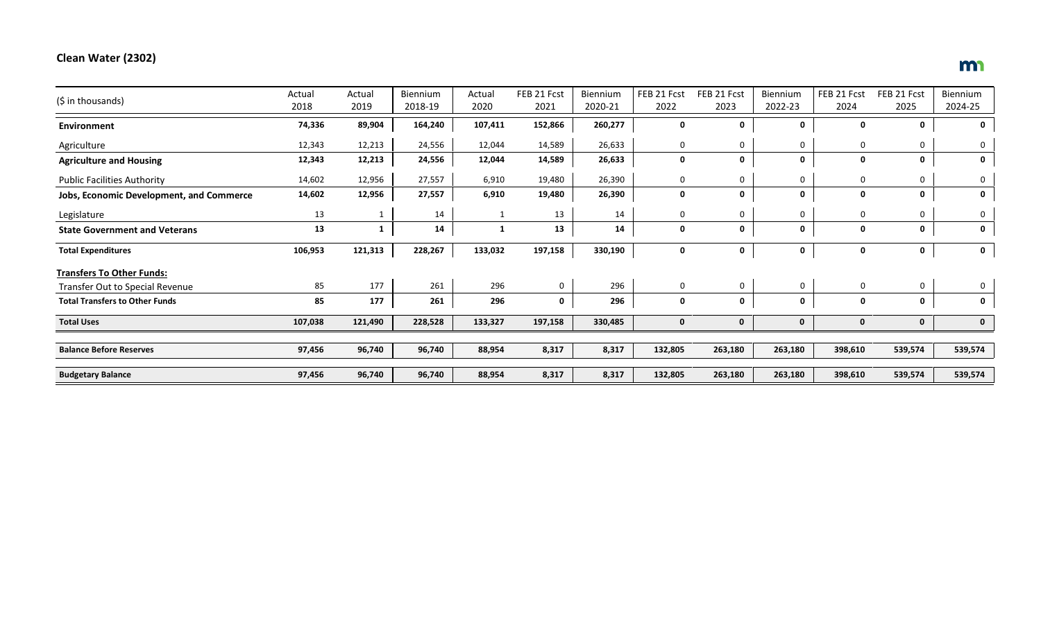## Clean Water (2302)

| ($ in thousands) | Actual 2018 | Actual 2019 | Biennium 2018-19 | Actual 2020 | FEB 21 Fcst 2021 | Biennium 2020-21 | FEB 21 Fcst 2022 | FEB 21 Fcst 2023 | Biennium 2022-23 | FEB 21 Fcst 2024 | FEB 21 Fcst 2025 | Biennium 2024-25 |
|---|---|---|---|---|---|---|---|---|---|---|---|---|
| **Environment** | **74,336** | **89,904** | **164,240** | **107,411** | **152,866** | **260,277** | **0** | **0** | **0** | **0** | **0** | **0** |
| Agriculture | 12,343 | 12,213 | 24,556 | 12,044 | 14,589 | 26,633 | 0 | 0 | 0 | 0 | 0 | 0 |
| **Agriculture and Housing** | **12,343** | **12,213** | **24,556** | **12,044** | **14,589** | **26,633** | **0** | **0** | **0** | **0** | **0** | **0** |
| Public Facilities Authority | 14,602 | 12,956 | 27,557 | 6,910 | 19,480 | 26,390 | 0 | 0 | 0 | 0 | 0 | 0 |
| **Jobs, Economic Development, and Commerce** | **14,602** | **12,956** | **27,557** | **6,910** | **19,480** | **26,390** | **0** | **0** | **0** | **0** | **0** | **0** |
| Legislature | 13 | 1 | 14 | 1 | 13 | 14 | 0 | 0 | 0 | 0 | 0 | 0 |
| **State Government and Veterans** | **13** | **1** | **14** | **1** | **13** | **14** | **0** | **0** | **0** | **0** | **0** | **0** |
| **Total Expenditures** | **106,953** | **121,313** | **228,267** | **133,032** | **197,158** | **330,190** | **0** | **0** | **0** | **0** | **0** | **0** |
| **Transfers To Other Funds:** | | | | | | | | | | | | |
| Transfer Out to Special Revenue | 85 | 177 | 261 | 296 | 0 | 296 | 0 | 0 | 0 | 0 | 0 | 0 |
| **Total Transfers to Other Funds** | **85** | **177** | **261** | **296** | **0** | **296** | **0** | **0** | **0** | **0** | **0** | **0** |
| **Total Uses** | **107,038** | **121,490** | **228,528** | **133,327** | **197,158** | **330,485** | **0** | **0** | **0** | **0** | **0** | **0** |
| **Balance Before Reserves** | **97,456** | **96,740** | **96,740** | **88,954** | **8,317** | **8,317** | **132,805** | **263,180** | **263,180** | **398,610** | **539,574** | **539,574** |
| **Budgetary Balance** | **97,456** | **96,740** | **96,740** | **88,954** | **8,317** | **8,317** | **132,805** | **263,180** | **263,180** | **398,610** | **539,574** | **539,574** |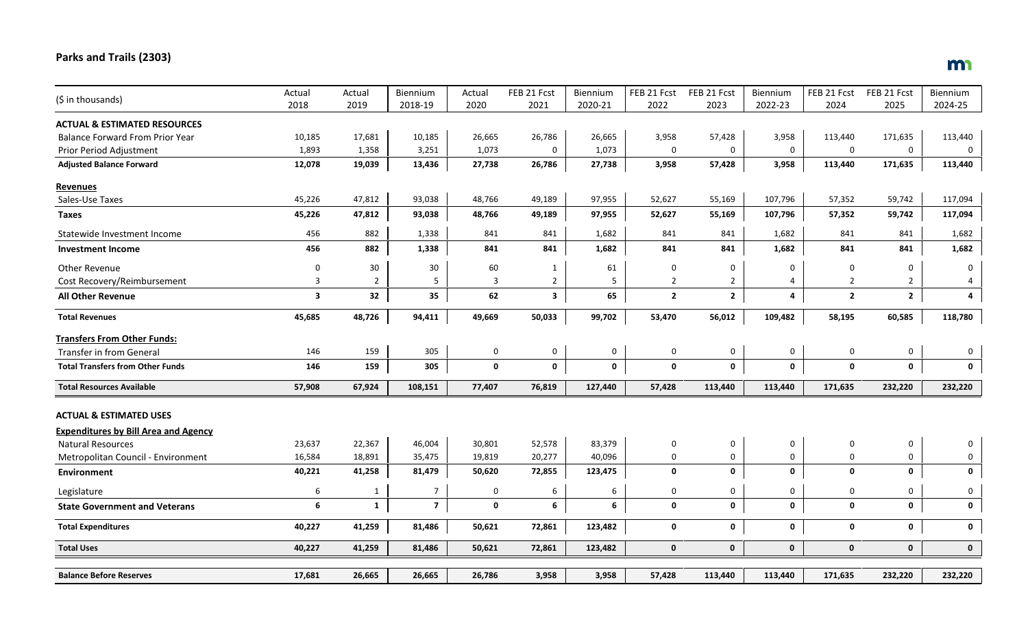## Parks and Trails (2303)

| ($ in thousands) | Actual 2018 | Actual 2019 | Biennium 2018-19 | Actual 2020 | FEB 21 Fcst 2021 | Biennium 2020-21 | FEB 21 Fcst 2022 | FEB 21 Fcst 2023 | Biennium 2022-23 | FEB 21 Fcst 2024 | FEB 21 Fcst 2025 | Biennium 2024-25 |
|---|---|---|---|---|---|---|---|---|---|---|---|---|
| **ACTUAL & ESTIMATED RESOURCES** | | | | | | | | | | | | |
| Balance Forward From Prior Year | 10,185 | 17,681 | 10,185 | 26,665 | 26,786 | 26,665 | 3,958 | 57,428 | 3,958 | 113,440 | 171,635 | 113,440 |
| Prior Period Adjustment | 1,893 | 1,358 | 3,251 | 1,073 | 0 | 1,073 | 0 | 0 | 0 | 0 | 0 | 0 |
| **Adjusted Balance Forward** | **12,078** | **19,039** | **13,436** | **27,738** | **26,786** | **27,738** | **3,958** | **57,428** | **3,958** | **113,440** | **171,635** | **113,440** |
| **Revenues** | | | | | | | | | | | | |
| Sales-Use Taxes | 45,226 | 47,812 | 93,038 | 48,766 | 49,189 | 97,955 | 52,627 | 55,169 | 107,796 | 57,352 | 59,742 | 117,094 |
| **Taxes** | **45,226** | **47,812** | **93,038** | **48,766** | **49,189** | **97,955** | **52,627** | **55,169** | **107,796** | **57,352** | **59,742** | **117,094** |
| Statewide Investment Income | 456 | 882 | 1,338 | 841 | 841 | 1,682 | 841 | 841 | 1,682 | 841 | 841 | 1,682 |
| **Investment Income** | **456** | **882** | **1,338** | **841** | **841** | **1,682** | **841** | **841** | **1,682** | **841** | **841** | **1,682** |
| Other Revenue | 0 | 30 | 30 | 60 | 1 | 61 | 0 | 0 | 0 | 0 | 0 | 0 |
| Cost Recovery/Reimbursement | 3 | 2 | 5 | 3 | 2 | 5 | 2 | 2 | 4 | 2 | 2 | 4 |
| **All Other Revenue** | **3** | **32** | **35** | **62** | **3** | **65** | **2** | **2** | **4** | **2** | **2** | **4** |
| **Total Revenues** | **45,685** | **48,726** | **94,411** | **49,669** | **50,033** | **99,702** | **53,470** | **56,012** | **109,482** | **58,195** | **60,585** | **118,780** |
| **Transfers From Other Funds:** | | | | | | | | | | | | |
| Transfer in from General | 146 | 159 | 305 | 0 | 0 | 0 | 0 | 0 | 0 | 0 | 0 | 0 |
| **Total Transfers from Other Funds** | **146** | **159** | **305** | **0** | **0** | **0** | **0** | **0** | **0** | **0** | **0** | **0** |
| **Total Resources Available** | **57,908** | **67,924** | **108,151** | **77,407** | **76,819** | **127,440** | **57,428** | **113,440** | **113,440** | **171,635** | **232,220** | **232,220** |
| **ACTUAL & ESTIMATED USES** | | | | | | | | | | | | |
| **Expenditures by Bill Area and Agency** | | | | | | | | | | | | |
| Natural Resources | 23,637 | 22,367 | 46,004 | 30,801 | 52,578 | 83,379 | 0 | 0 | 0 | 0 | 0 | 0 |
| Metropolitan Council - Environment | 16,584 | 18,891 | 35,475 | 19,819 | 20,277 | 40,096 | 0 | 0 | 0 | 0 | 0 | 0 |
| **Environment** | **40,221** | **41,258** | **81,479** | **50,620** | **72,855** | **123,475** | **0** | **0** | **0** | **0** | **0** | **0** |
| Legislature | 6 | 1 | 7 | 0 | 6 | 6 | 0 | 0 | 0 | 0 | 0 | 0 |
| **State Government and Veterans** | **6** | **1** | **7** | **0** | **6** | **6** | **0** | **0** | **0** | **0** | **0** | **0** |
| **Total Expenditures** | **40,227** | **41,259** | **81,486** | **50,621** | **72,861** | **123,482** | **0** | **0** | **0** | **0** | **0** | **0** |
| **Total Uses** | **40,227** | **41,259** | **81,486** | **50,621** | **72,861** | **123,482** | **0** | **0** | **0** | **0** | **0** | **0** |
| **Balance Before Reserves** | **17,681** | **26,665** | **26,665** | **26,786** | **3,958** | **3,958** | **57,428** | **113,440** | **113,440** | **171,635** | **232,220** | **232,220** |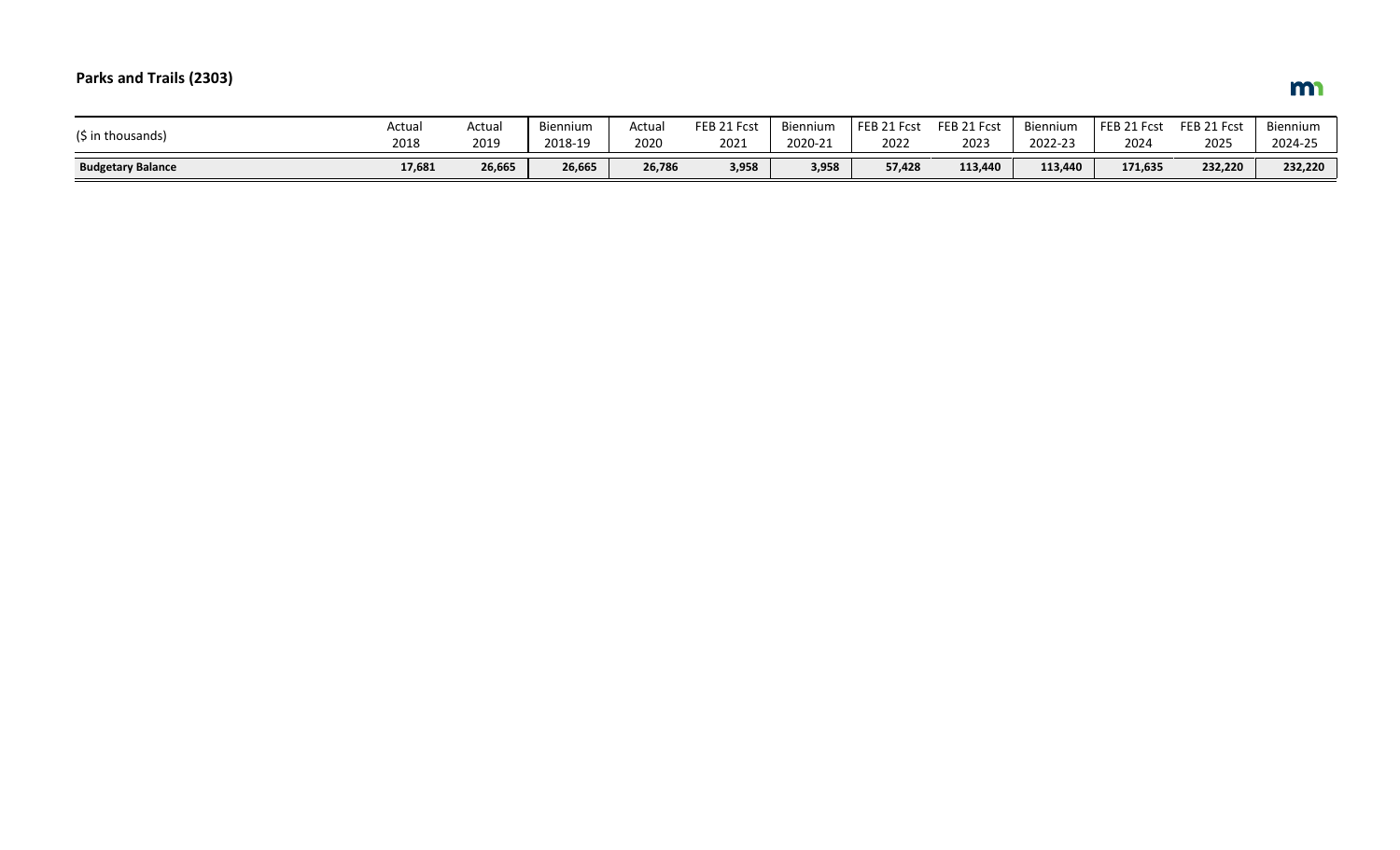## Parks and Trails (2303)

| ($ in thousands) | Actual 2018 | Actual 2019 | Biennium 2018-19 | Actual 2020 | FEB 21 Fcst 2021 | Biennium 2020-21 | FEB 21 Fcst 2022 | FEB 21 Fcst 2023 | Biennium 2022-23 | FEB 21 Fcst 2024 | FEB 21 Fcst 2025 | Biennium 2024-25 |
|---|---|---|---|---|---|---|---|---|---|---|---|---|
| **Budgetary Balance** | **17,681** | **26,665** | **26,665** | **26,786** | **3,958** | **3,958** | **57,428** | **113,440** | **113,440** | **171,635** | **232,220** | **232,220** |